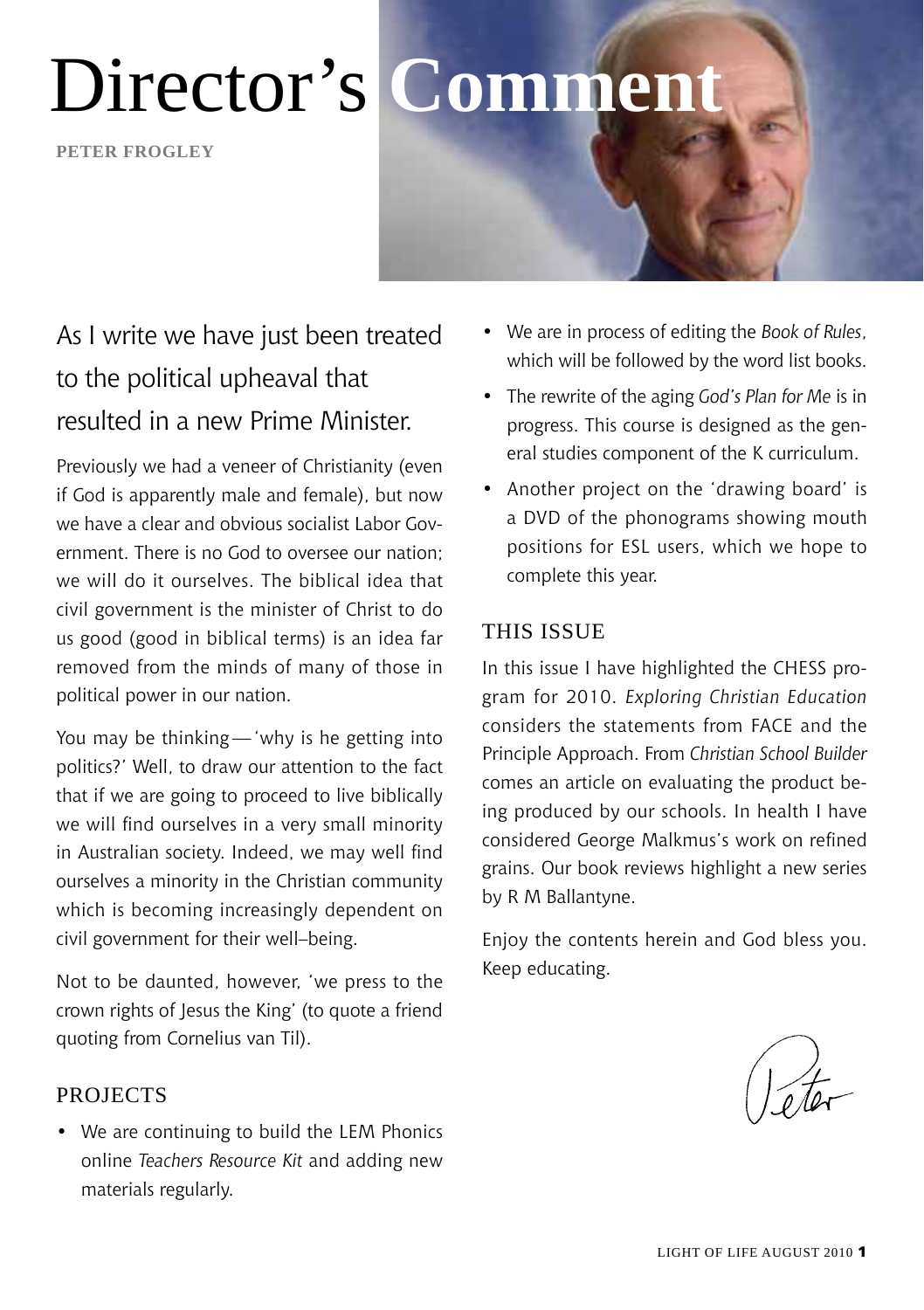# Director's Comment

**PETER FROGLEY**

## As I write we have just been treated to the political upheaval that resulted in a new Prime Minister.

Previously we had a veneer of Christianity (even if God is apparently male and female), but now we have a clear and obvious socialist Labor Government. There is no God to oversee our nation; we will do it ourselves. The biblical idea that civil government is the minister of Christ to do us good (good in biblical terms) is an idea far removed from the minds of many of those in political power in our nation.

You may be thinking — 'why is he getting into politics?' Well, to draw our attention to the fact that if we are going to proceed to live biblically we will find ourselves in a very small minority in Australian society. Indeed, we may well find ourselves a minority in the Christian community which is becoming increasingly dependent on civil government for their well–being.

Not to be daunted, however, 'we press to the crown rights of Jesus the King' (to quote a friend quoting from Cornelius van Til).

### PROJECTS

- We are continuing to build the LEM Phonics online *Teachers Resource Kit* and adding new materials regularly.
- We are in process of editing the *Book of Rules*, which will be followed by the word list books.
- The rewrite of the aging *God's Plan for Me* is in progress. This course is designed as the general studies component of the K curriculum.
- Another project on the 'drawing board' is a DVD of the phonograms showing mouth positions for ESL users, which we hope to complete this year.

### THIS ISSUE

In this issue I have highlighted the CHESS program for 2010. *Exploring Christian Education* considers the statements from FACE and the Principle Approach. From *Christian School Builder* comes an article on evaluating the product being produced by our schools. In health I have considered George Malkmus's work on refined grains. Our book reviews highlight a new series by R M Ballantyne.

Enjoy the contents herein and God bless you. Keep educating.

Peter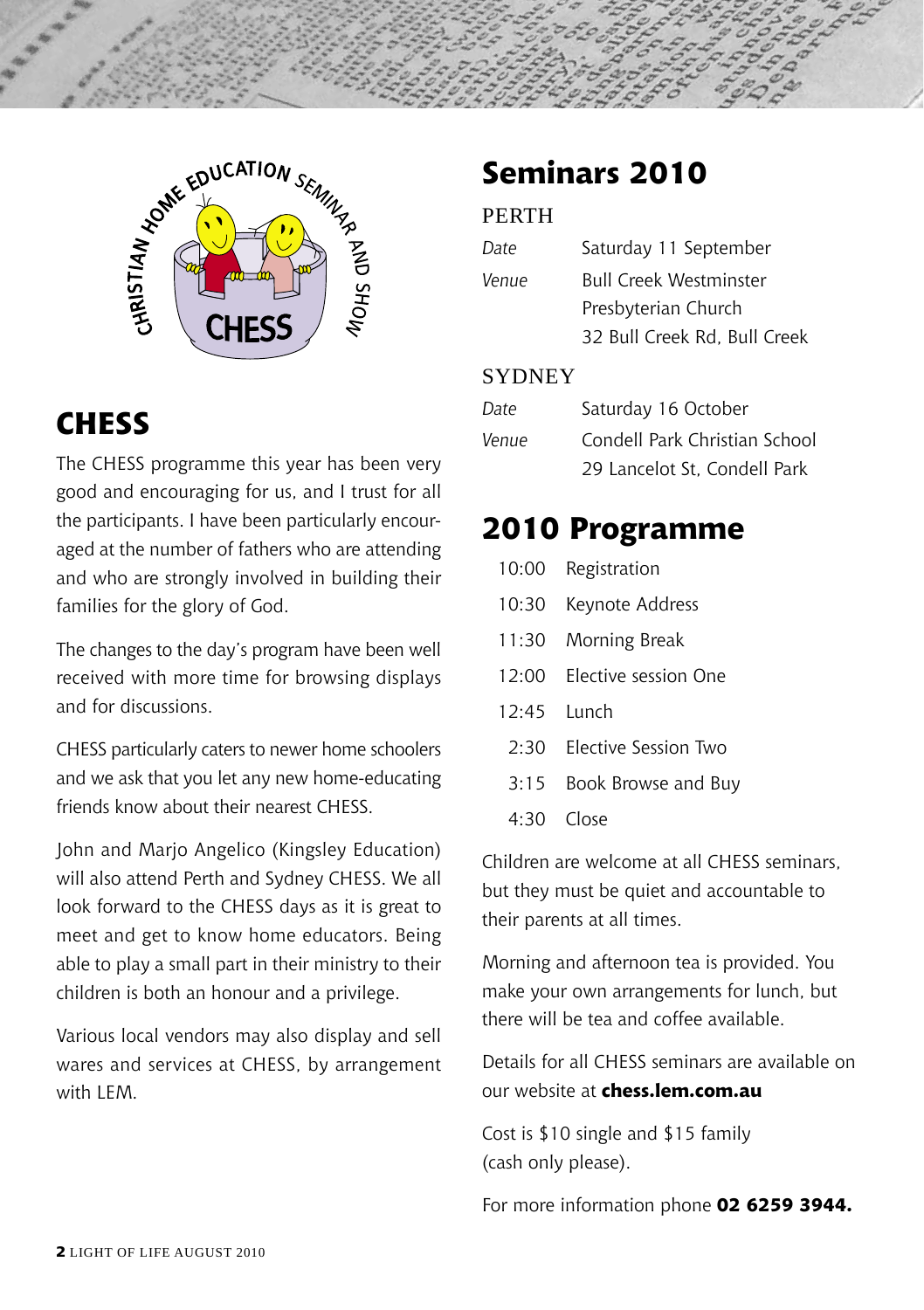## CHESS

The CHESS programme this year has been very good and encouraging for us, and I trust for all the participants. I have been particularly encouraged at the number of fathers who are attending and who are strongly involved in building their families for the glory of God.

The changes to the day's program have been well received with more time for browsing displays and for discussions.

CHESS particularly caters to newer home schoolers and we ask that you let any new home-educating friends know about their nearest CHESS.

John and Marjo Angelico (Kingsley Education) will also attend Perth and Sydney CHESS. We all look forward to the CHESS days as it is great to meet and get to know home educators. Being able to play a small part in their ministry to their children is both an honour and a privilege.

Various local vendors may also display and sell wares and services at CHESS, by arrangement with LEM.

## Seminars 2010

### PERTH

| | |
|---|---|
| *Date* | Saturday 11 September |
| *Venue* | Bull Creek Westminster Presbyterian Church<br>32 Bull Creek Rd, Bull Creek |

### SYDNEY

| | |
|---|---|
| *Date* | Saturday 16 October |
| *Venue* | Condell Park Christian School<br>29 Lancelot St, Condell Park |

## 2010 Programme

| | |
|---|---|
| 10:00 | Registration |
| 10:30 | Keynote Address |
| 11:30 | Morning Break |
| 12:00 | Elective session One |
| 12:45 | Lunch |
| 2:30 | Elective Session Two |
| 3:15 | Book Browse and Buy |
| 4:30 | Close |

Children are welcome at all CHESS seminars, but they must be quiet and accountable to their parents at all times.

Morning and afternoon tea is provided. You make your own arrangements for lunch, but there will be tea and coffee available.

Details for all CHESS seminars are available on our website at **chess.lem.com.au**

Cost is $10 single and $15 family (cash only please).

For more information phone **02 6259 3944.**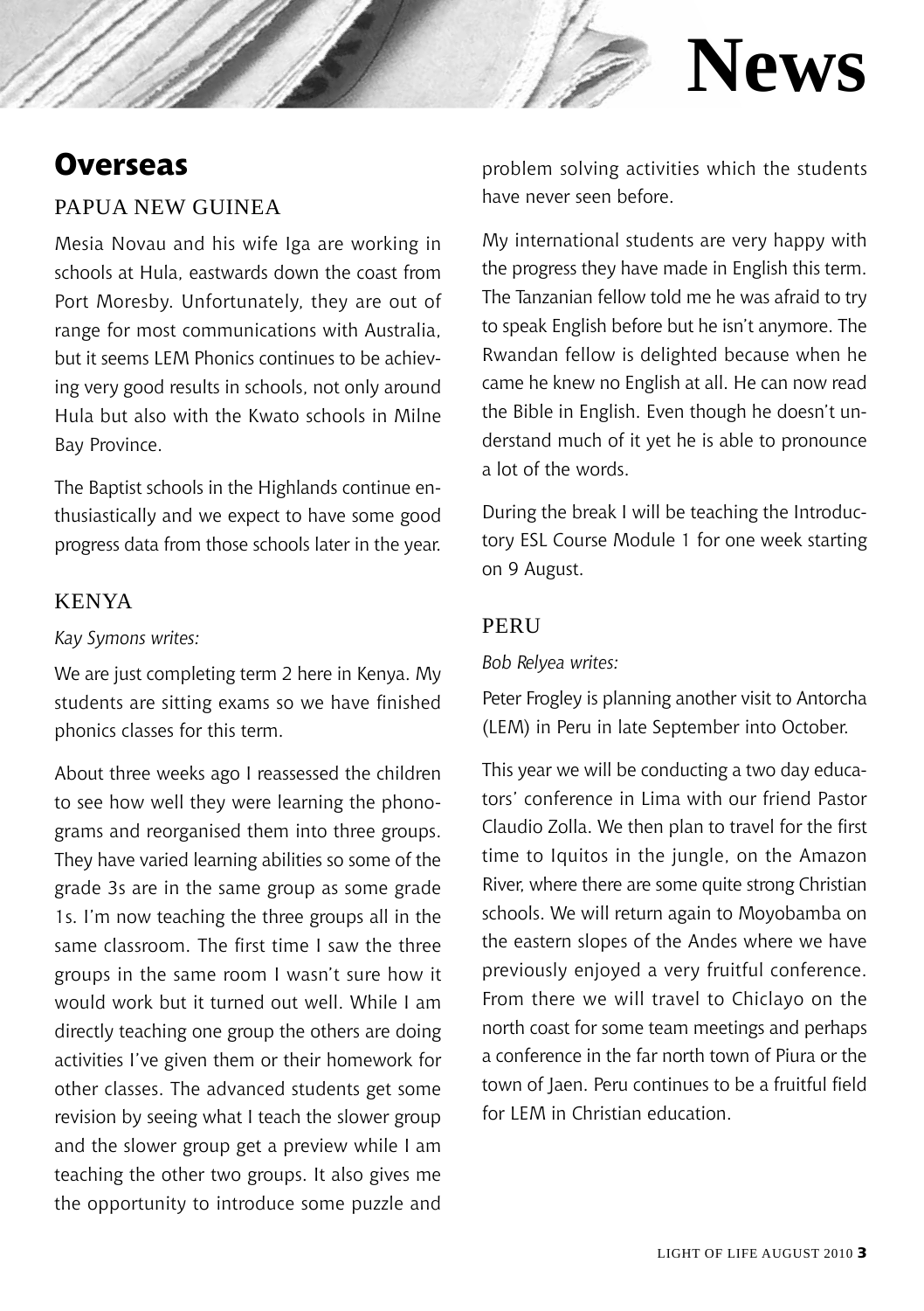# News

## Overseas

### PAPUA NEW GUINEA

Mesia Novau and his wife Iga are working in schools at Hula, eastwards down the coast from Port Moresby. Unfortunately, they are out of range for most communications with Australia, but it seems LEM Phonics continues to be achieving very good results in schools, not only around Hula but also with the Kwato schools in Milne Bay Province.

The Baptist schools in the Highlands continue enthusiastically and we expect to have some good progress data from those schools later in the year.

### KENYA

*Kay Symons writes:*

We are just completing term 2 here in Kenya. My students are sitting exams so we have finished phonics classes for this term.

About three weeks ago I reassessed the children to see how well they were learning the phonograms and reorganised them into three groups. They have varied learning abilities so some of the grade 3s are in the same group as some grade 1s. I'm now teaching the three groups all in the same classroom. The first time I saw the three groups in the same room I wasn't sure how it would work but it turned out well. While I am directly teaching one group the others are doing activities I've given them or their homework for other classes. The advanced students get some revision by seeing what I teach the slower group and the slower group get a preview while I am teaching the other two groups. It also gives me the opportunity to introduce some puzzle and problem solving activities which the students have never seen before.

My international students are very happy with the progress they have made in English this term. The Tanzanian fellow told me he was afraid to try to speak English before but he isn't anymore. The Rwandan fellow is delighted because when he came he knew no English at all. He can now read the Bible in English. Even though he doesn't understand much of it yet he is able to pronounce a lot of the words.

During the break I will be teaching the Introductory ESL Course Module 1 for one week starting on 9 August.

### PERU

*Bob Relyea writes:*

Peter Frogley is planning another visit to Antorcha (LEM) in Peru in late September into October.

This year we will be conducting a two day educators' conference in Lima with our friend Pastor Claudio Zolla. We then plan to travel for the first time to Iquitos in the jungle, on the Amazon River, where there are some quite strong Christian schools. We will return again to Moyobamba on the eastern slopes of the Andes where we have previously enjoyed a very fruitful conference. From there we will travel to Chiclayo on the north coast for some team meetings and perhaps a conference in the far north town of Piura or the town of Jaen. Peru continues to be a fruitful field for LEM in Christian education.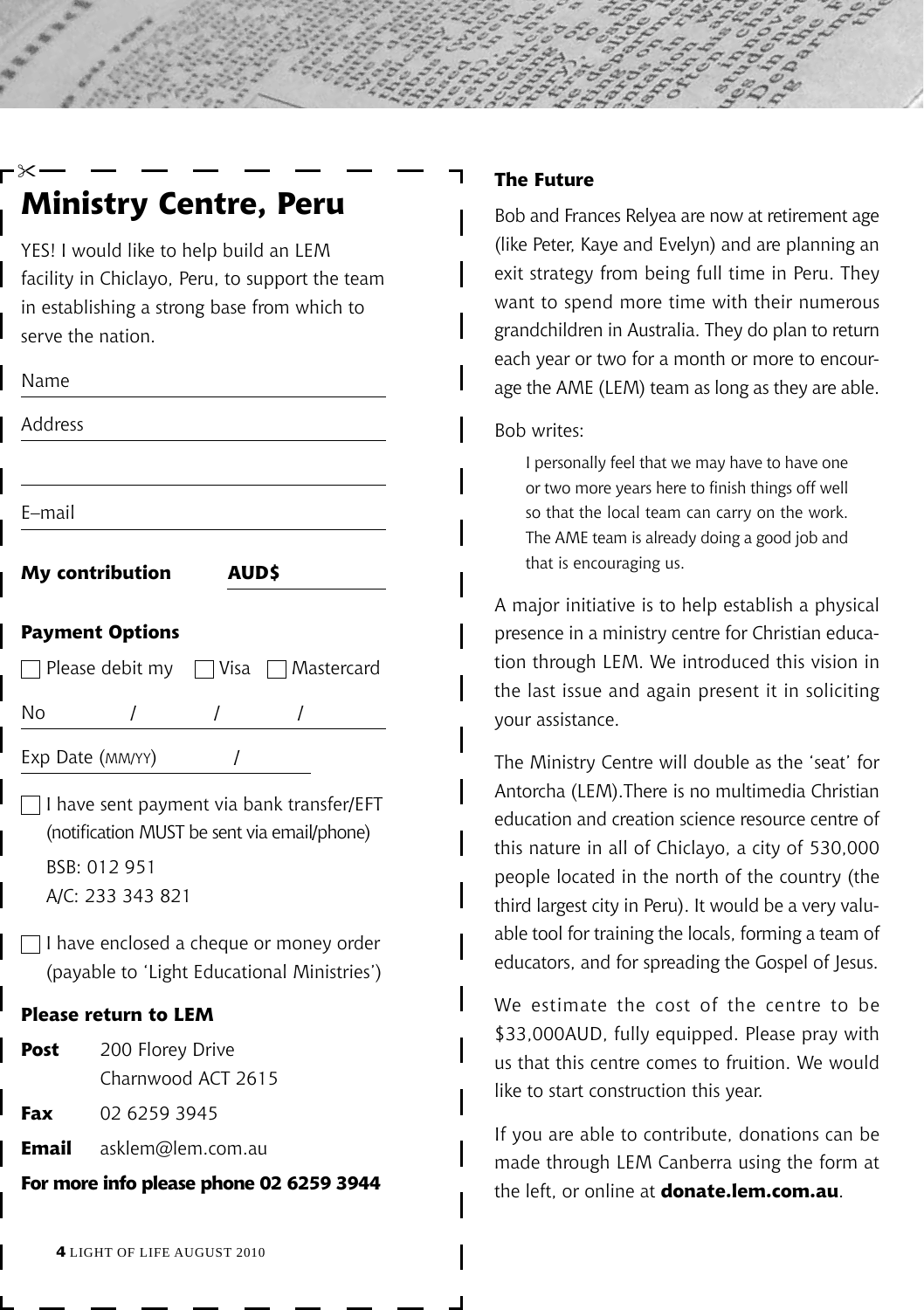## Ministry Centre, Peru

YES! I would like to help build an LEM facility in Chiclayo, Peru, to support the team in establishing a strong base from which to serve the nation.

Name

Address

E–mail

**My contribution** **AUD$**

**Payment Options**

☐ Please debit my ☐ Visa ☐ Mastercard

No / / /

Exp Date (MM/YY) /

☐ I have sent payment via bank transfer/EFT (notification MUST be sent via email/phone)

BSB: 012 951
A/C: 233 343 821

☐ I have enclosed a cheque or money order (payable to 'Light Educational Ministries')

**Please return to LEM**

**Post** 200 Florey Drive
Charnwood ACT 2615

**Fax** 02 6259 3945

**Email** asklem@lem.com.au

**For more info please phone 02 6259 3944**

### The Future

Bob and Frances Relyea are now at retirement age (like Peter, Kaye and Evelyn) and are planning an exit strategy from being full time in Peru. They want to spend more time with their numerous grandchildren in Australia. They do plan to return each year or two for a month or more to encourage the AME (LEM) team as long as they are able.

Bob writes:

> I personally feel that we may have to have one or two more years here to finish things off well so that the local team can carry on the work. The AME team is already doing a good job and that is encouraging us.

A major initiative is to help establish a physical presence in a ministry centre for Christian education through LEM. We introduced this vision in the last issue and again present it in soliciting your assistance.

The Ministry Centre will double as the 'seat' for Antorcha (LEM).There is no multimedia Christian education and creation science resource centre of this nature in all of Chiclayo, a city of 530,000 people located in the north of the country (the third largest city in Peru). It would be a very valuable tool for training the locals, forming a team of educators, and for spreading the Gospel of Jesus.

We estimate the cost of the centre to be $33,000AUD, fully equipped. Please pray with us that this centre comes to fruition. We would like to start construction this year.

If you are able to contribute, donations can be made through LEM Canberra using the form at the left, or online at **donate.lem.com.au**.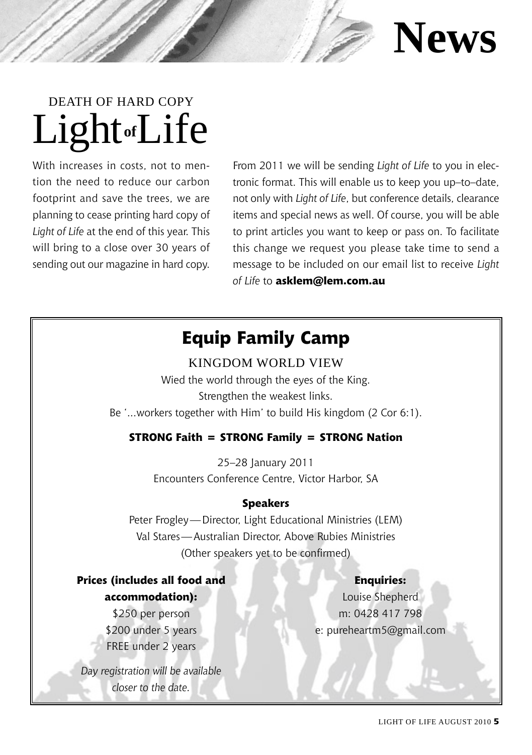# News

## DEATH OF HARD COPY
# Light of Life

With increases in costs, not to mention the need to reduce our carbon footprint and save the trees, we are planning to cease printing hard copy of *Light of Life* at the end of this year. This will bring to a close over 30 years of sending out our magazine in hard copy.

From 2011 we will be sending *Light of Life* to you in electronic format. This will enable us to keep you up–to–date, not only with *Light of Life*, but conference details, clearance items and special news as well. Of course, you will be able to print articles you want to keep or pass on. To facilitate this change we request you please take time to send a message to be included on our email list to receive *Light of Life* to **asklem@lem.com.au**

## Equip Family Camp

KINGDOM WORLD VIEW

Wied the world through the eyes of the King.
Strengthen the weakest links.
Be '...workers together with Him' to build His kingdom (2 Cor 6:1).

**STRONG Faith = STRONG Family = STRONG Nation**

25–28 January 2011
Encounters Conference Centre, Victor Harbor, SA

**Speakers**

Peter Frogley — Director, Light Educational Ministries (LEM)
Val Stares — Australian Director, Above Rubies Ministries
(Other speakers yet to be confirmed)

**Prices (includes all food and accommodation):**

$250 per person
$200 under 5 years
FREE under 2 years

*Day registration will be available closer to the date.*

**Enquiries:**

Louise Shepherd
m: 0428 417 798
e: pureheartm5@gmail.com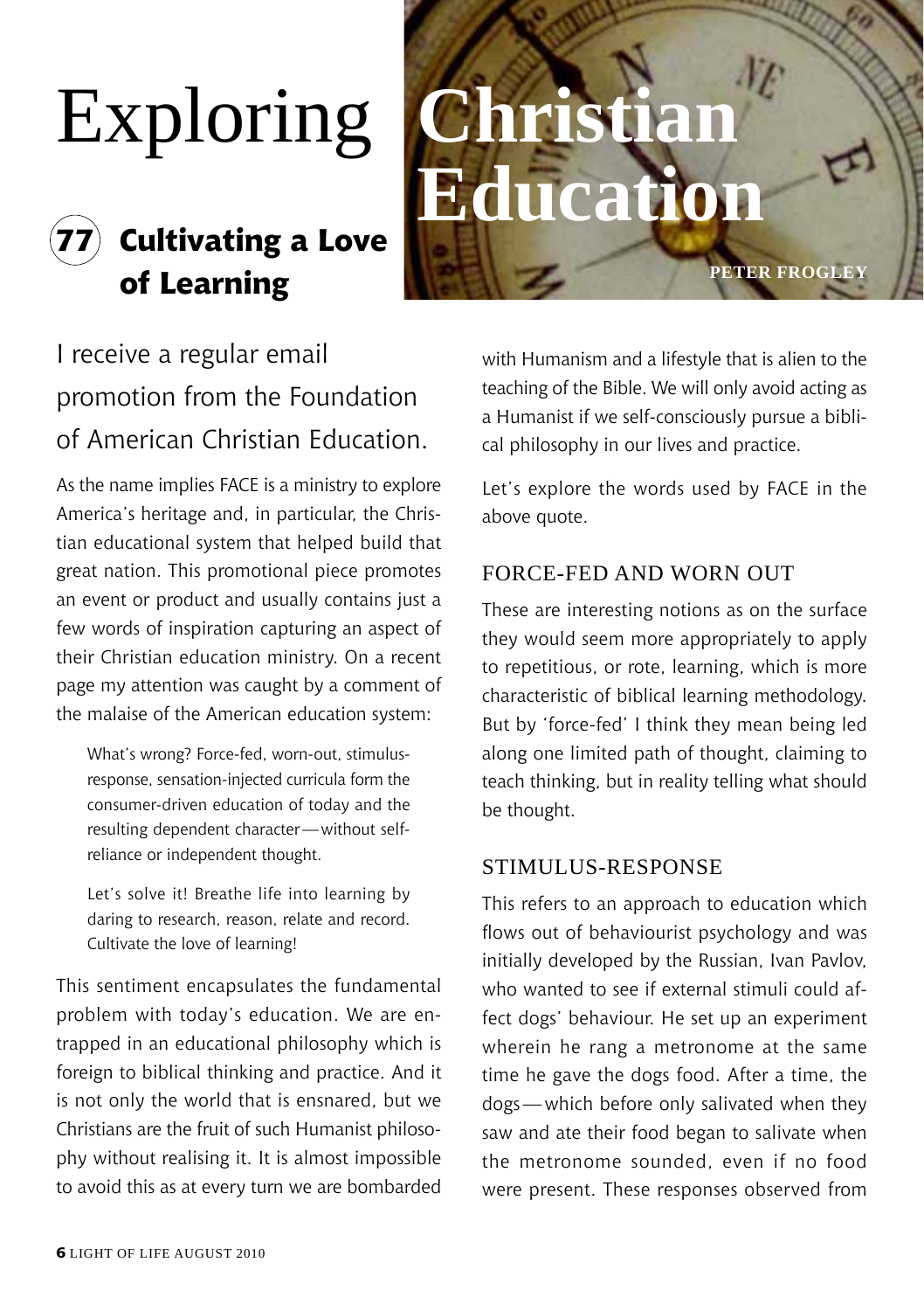# Exploring Christian Education

## 77 Cultivating a Love of Learning

PETER FROGLEY

I receive a regular email promotion from the Foundation of American Christian Education.

As the name implies FACE is a ministry to explore America's heritage and, in particular, the Christian educational system that helped build that great nation. This promotional piece promotes an event or product and usually contains just a few words of inspiration capturing an aspect of their Christian education ministry. On a recent page my attention was caught by a comment of the malaise of the American education system:

> What's wrong? Force-fed, worn-out, stimulus-response, sensation-injected curricula form the consumer-driven education of today and the resulting dependent character—without self-reliance or independent thought.
>
> Let's solve it! Breathe life into learning by daring to research, reason, relate and record. Cultivate the love of learning!

This sentiment encapsulates the fundamental problem with today's education. We are entrapped in an educational philosophy which is foreign to biblical thinking and practice. And it is not only the world that is ensnared, but we Christians are the fruit of such Humanist philosophy without realising it. It is almost impossible to avoid this as at every turn we are bombarded with Humanism and a lifestyle that is alien to the teaching of the Bible. We will only avoid acting as a Humanist if we self-consciously pursue a biblical philosophy in our lives and practice.

Let's explore the words used by FACE in the above quote.

### FORCE-FED AND WORN OUT

These are interesting notions as on the surface they would seem more appropriately to apply to repetitious, or rote, learning, which is more characteristic of biblical learning methodology. But by 'force-fed' I think they mean being led along one limited path of thought, claiming to teach thinking, but in reality telling what should be thought.

### STIMULUS-RESPONSE

This refers to an approach to education which flows out of behaviourist psychology and was initially developed by the Russian, Ivan Pavlov, who wanted to see if external stimuli could affect dogs' behaviour. He set up an experiment wherein he rang a metronome at the same time he gave the dogs food. After a time, the dogs—which before only salivated when they saw and ate their food began to salivate when the metronome sounded, even if no food were present. These responses observed from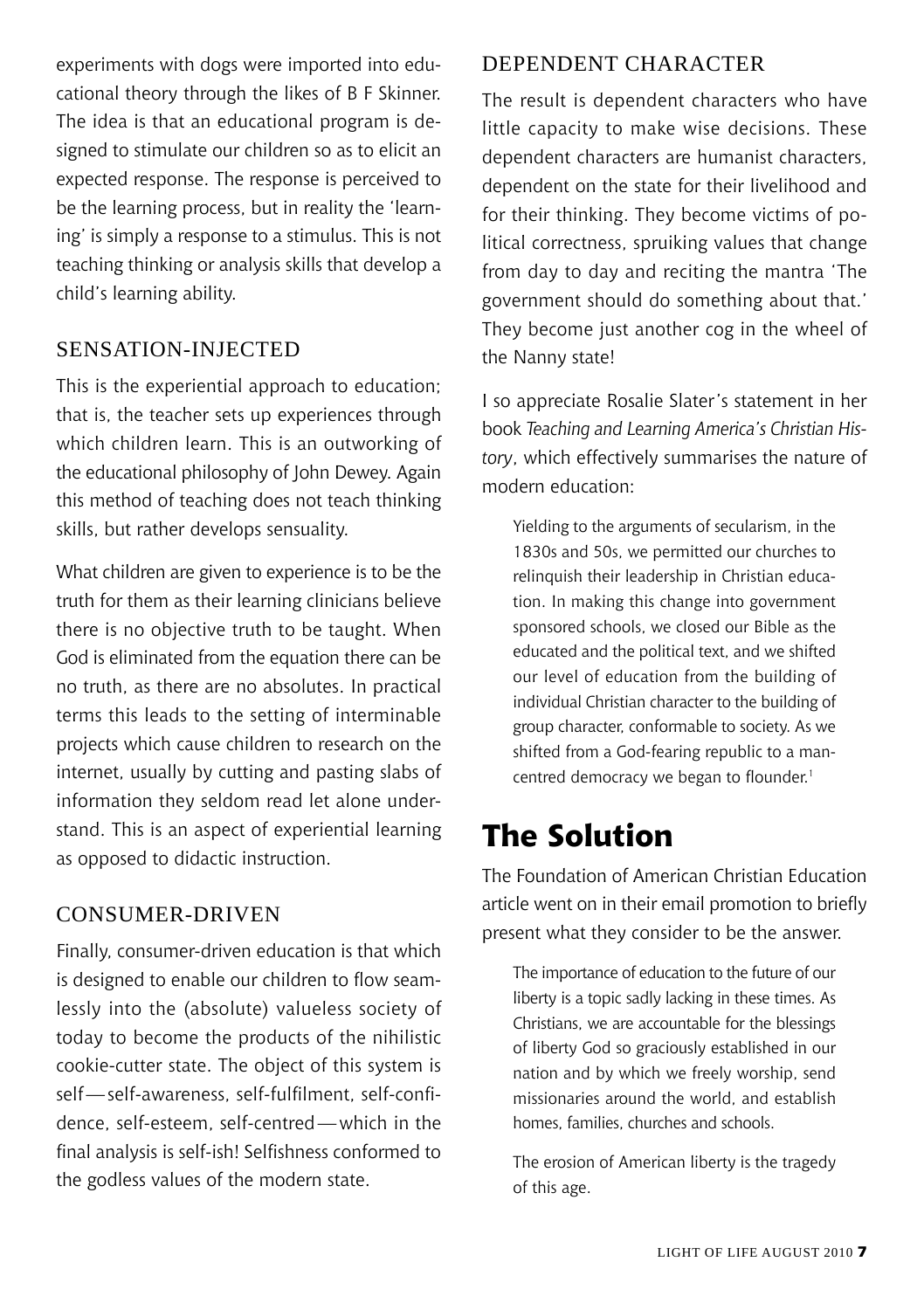experiments with dogs were imported into educational theory through the likes of B F Skinner. The idea is that an educational program is designed to stimulate our children so as to elicit an expected response. The response is perceived to be the learning process, but in reality the 'learning' is simply a response to a stimulus. This is not teaching thinking or analysis skills that develop a child's learning ability.

### SENSATION-INJECTED

This is the experiential approach to education; that is, the teacher sets up experiences through which children learn. This is an outworking of the educational philosophy of John Dewey. Again this method of teaching does not teach thinking skills, but rather develops sensuality.

What children are given to experience is to be the truth for them as their learning clinicians believe there is no objective truth to be taught. When God is eliminated from the equation there can be no truth, as there are no absolutes. In practical terms this leads to the setting of interminable projects which cause children to research on the internet, usually by cutting and pasting slabs of information they seldom read let alone understand. This is an aspect of experiential learning as opposed to didactic instruction.

### CONSUMER-DRIVEN

Finally, consumer-driven education is that which is designed to enable our children to flow seamlessly into the (absolute) valueless society of today to become the products of the nihilistic cookie-cutter state. The object of this system is self — self-awareness, self-fulfilment, self-confidence, self-esteem, self-centred — which in the final analysis is self-ish! Selfishness conformed to the godless values of the modern state.

### DEPENDENT CHARACTER

The result is dependent characters who have little capacity to make wise decisions. These dependent characters are humanist characters, dependent on the state for their livelihood and for their thinking. They become victims of political correctness, spruiking values that change from day to day and reciting the mantra 'The government should do something about that.' They become just another cog in the wheel of the Nanny state!

I so appreciate Rosalie Slater's statement in her book *Teaching and Learning America's Christian History*, which effectively summarises the nature of modern education:

> Yielding to the arguments of secularism, in the 1830s and 50s, we permitted our churches to relinquish their leadership in Christian education. In making this change into government sponsored schools, we closed our Bible as the educated and the political text, and we shifted our level of education from the building of individual Christian character to the building of group character, conformable to society. As we shifted from a God-fearing republic to a man-centred democracy we began to flounder.[1]

## The Solution

The Foundation of American Christian Education article went on in their email promotion to briefly present what they consider to be the answer.

> The importance of education to the future of our liberty is a topic sadly lacking in these times. As Christians, we are accountable for the blessings of liberty God so graciously established in our nation and by which we freely worship, send missionaries around the world, and establish homes, families, churches and schools.
>
> The erosion of American liberty is the tragedy of this age.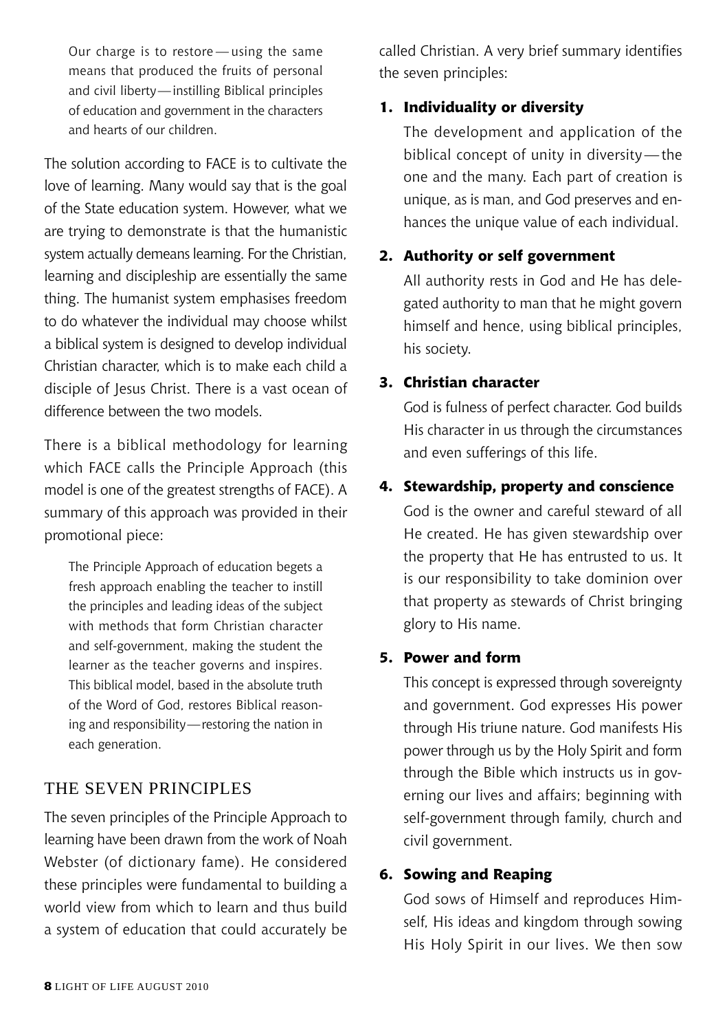> Our charge is to restore — using the same means that produced the fruits of personal and civil liberty — instilling Biblical principles of education and government in the characters and hearts of our children.

The solution according to FACE is to cultivate the love of learning. Many would say that is the goal of the State education system. However, what we are trying to demonstrate is that the humanistic system actually demeans learning. For the Christian, learning and discipleship are essentially the same thing. The humanist system emphasises freedom to do whatever the individual may choose whilst a biblical system is designed to develop individual Christian character, which is to make each child a disciple of Jesus Christ. There is a vast ocean of difference between the two models.

There is a biblical methodology for learning which FACE calls the Principle Approach (this model is one of the greatest strengths of FACE). A summary of this approach was provided in their promotional piece:

> The Principle Approach of education begets a fresh approach enabling the teacher to instill the principles and leading ideas of the subject with methods that form Christian character and self-government, making the student the learner as the teacher governs and inspires. This biblical model, based in the absolute truth of the Word of God, restores Biblical reasoning and responsibility — restoring the nation in each generation.

## THE SEVEN PRINCIPLES

The seven principles of the Principle Approach to learning have been drawn from the work of Noah Webster (of dictionary fame). He considered these principles were fundamental to building a world view from which to learn and thus build a system of education that could accurately be called Christian. A very brief summary identifies the seven principles:

1. **Individuality or diversity**

   The development and application of the biblical concept of unity in diversity — the one and the many. Each part of creation is unique, as is man, and God preserves and enhances the unique value of each individual.

2. **Authority or self government**

   All authority rests in God and He has delegated authority to man that he might govern himself and hence, using biblical principles, his society.

3. **Christian character**

   God is fulness of perfect character. God builds His character in us through the circumstances and even sufferings of this life.

4. **Stewardship, property and conscience**

   God is the owner and careful steward of all He created. He has given stewardship over the property that He has entrusted to us. It is our responsibility to take dominion over that property as stewards of Christ bringing glory to His name.

5. **Power and form**

   This concept is expressed through sovereignty and government. God expresses His power through His triune nature. God manifests His power through us by the Holy Spirit and form through the Bible which instructs us in governing our lives and affairs; beginning with self-government through family, church and civil government.

6. **Sowing and Reaping**

   God sows of Himself and reproduces Himself, His ideas and kingdom through sowing His Holy Spirit in our lives. We then sow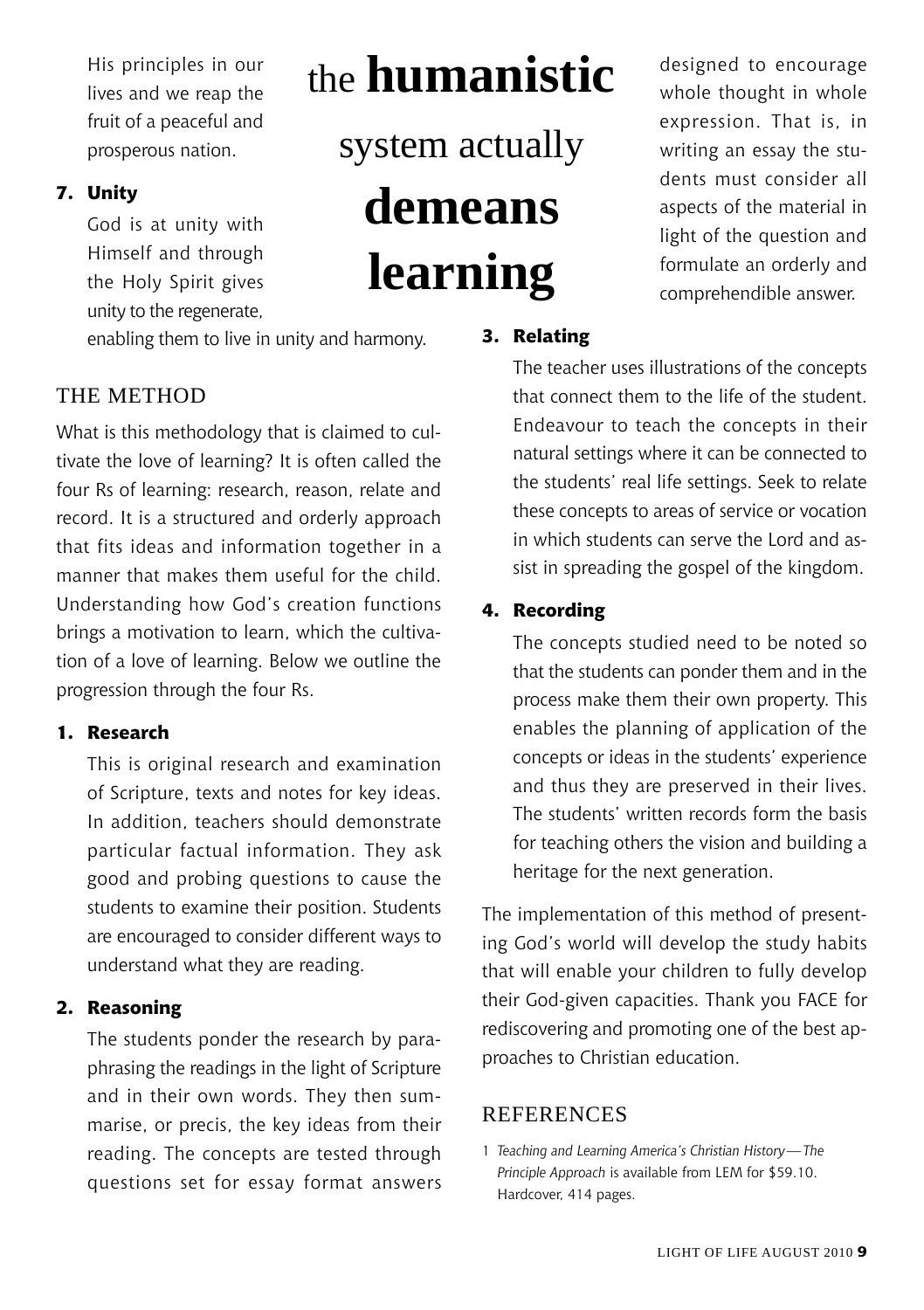His principles in our lives and we reap the fruit of a peaceful and prosperous nation.

**7. Unity**

God is at unity with Himself and through the Holy Spirit gives unity to the regenerate, enabling them to live in unity and harmony.

> the **humanistic** system actually **demeans learning**

## THE METHOD

What is this methodology that is claimed to cultivate the love of learning? It is often called the four Rs of learning: research, reason, relate and record. It is a structured and orderly approach that fits ideas and information together in a manner that makes them useful for the child. Understanding how God's creation functions brings a motivation to learn, which the cultivation of a love of learning. Below we outline the progression through the four Rs.

**1. Research**

This is original research and examination of Scripture, texts and notes for key ideas. In addition, teachers should demonstrate particular factual information. They ask good and probing questions to cause the students to examine their position. Students are encouraged to consider different ways to understand what they are reading.

**2. Reasoning**

The students ponder the research by paraphrasing the readings in the light of Scripture and in their own words. They then summarise, or precis, the key ideas from their reading. The concepts are tested through questions set for essay format answers designed to encourage whole thought in whole expression. That is, in writing an essay the students must consider all aspects of the material in light of the question and formulate an orderly and comprehendible answer.

**3. Relating**

The teacher uses illustrations of the concepts that connect them to the life of the student. Endeavour to teach the concepts in their natural settings where it can be connected to the students' real life settings. Seek to relate these concepts to areas of service or vocation in which students can serve the Lord and assist in spreading the gospel of the kingdom.

**4. Recording**

The concepts studied need to be noted so that the students can ponder them and in the process make them their own property. This enables the planning of application of the concepts or ideas in the students' experience and thus they are preserved in their lives. The students' written records form the basis for teaching others the vision and building a heritage for the next generation.

The implementation of this method of presenting God's world will develop the study habits that will enable your children to fully develop their God-given capacities. Thank you FACE for rediscovering and promoting one of the best approaches to Christian education.

## REFERENCES

1 *Teaching and Learning America's Christian History — The Principle Approach* is available from LEM for $59.10. Hardcover, 414 pages.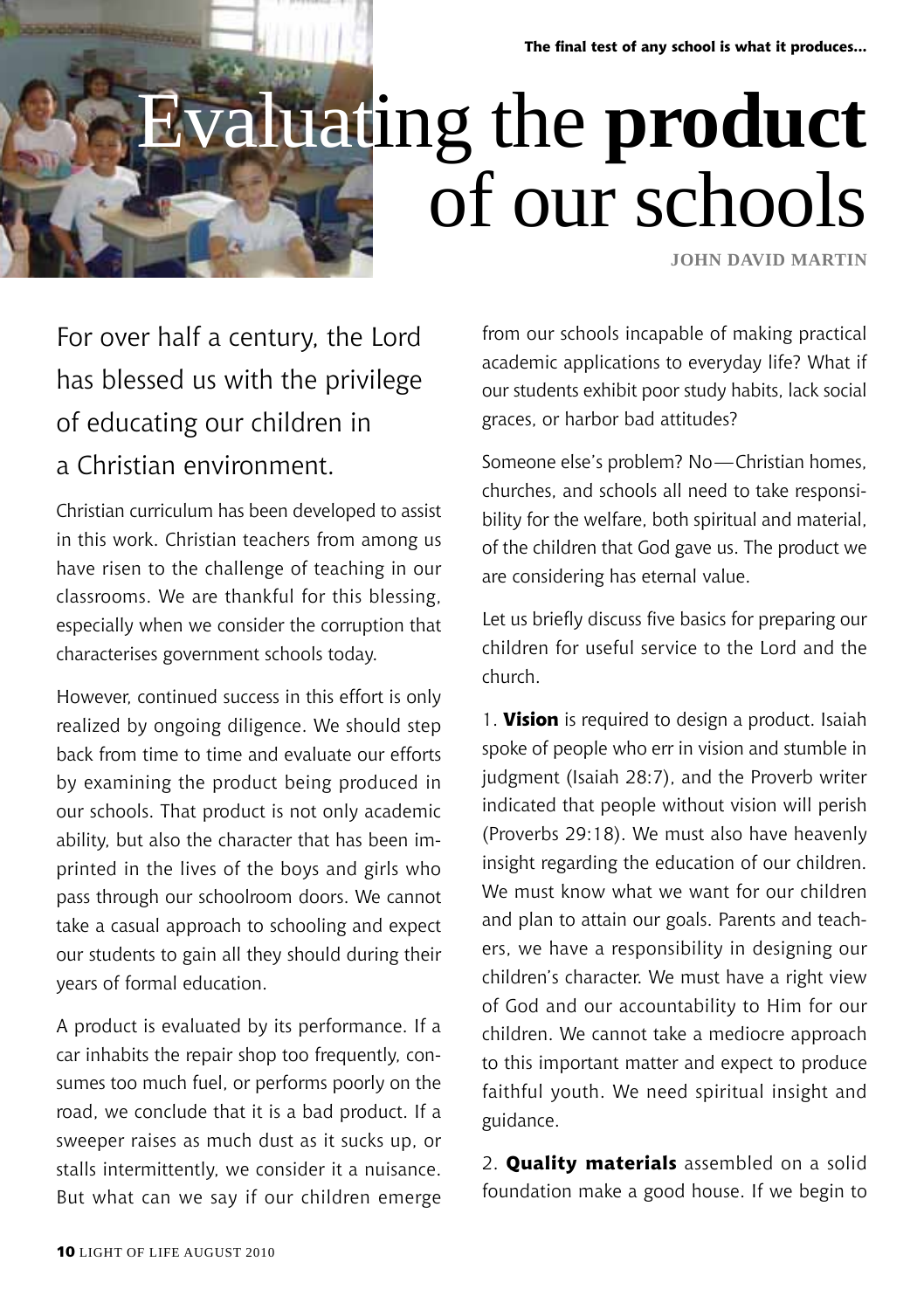**The final test of any school is what it produces...**

# Evaluating the **product** of our schools

JOHN DAVID MARTIN

For over half a century, the Lord has blessed us with the privilege of educating our children in a Christian environment.

Christian curriculum has been developed to assist in this work. Christian teachers from among us have risen to the challenge of teaching in our classrooms. We are thankful for this blessing, especially when we consider the corruption that characterises government schools today.

However, continued success in this effort is only realized by ongoing diligence. We should step back from time to time and evaluate our efforts by examining the product being produced in our schools. That product is not only academic ability, but also the character that has been imprinted in the lives of the boys and girls who pass through our schoolroom doors. We cannot take a casual approach to schooling and expect our students to gain all they should during their years of formal education.

A product is evaluated by its performance. If a car inhabits the repair shop too frequently, consumes too much fuel, or performs poorly on the road, we conclude that it is a bad product. If a sweeper raises as much dust as it sucks up, or stalls intermittently, we consider it a nuisance. But what can we say if our children emerge from our schools incapable of making practical academic applications to everyday life? What if our students exhibit poor study habits, lack social graces, or harbor bad attitudes?

Someone else's problem? No—Christian homes, churches, and schools all need to take responsibility for the welfare, both spiritual and material, of the children that God gave us. The product we are considering has eternal value.

Let us briefly discuss five basics for preparing our children for useful service to the Lord and the church.

1. **Vision** is required to design a product. Isaiah spoke of people who err in vision and stumble in judgment (Isaiah 28:7), and the Proverb writer indicated that people without vision will perish (Proverbs 29:18). We must also have heavenly insight regarding the education of our children. We must know what we want for our children and plan to attain our goals. Parents and teachers, we have a responsibility in designing our children's character. We must have a right view of God and our accountability to Him for our children. We cannot take a mediocre approach to this important matter and expect to produce faithful youth. We need spiritual insight and guidance.

2. **Quality materials** assembled on a solid foundation make a good house. If we begin to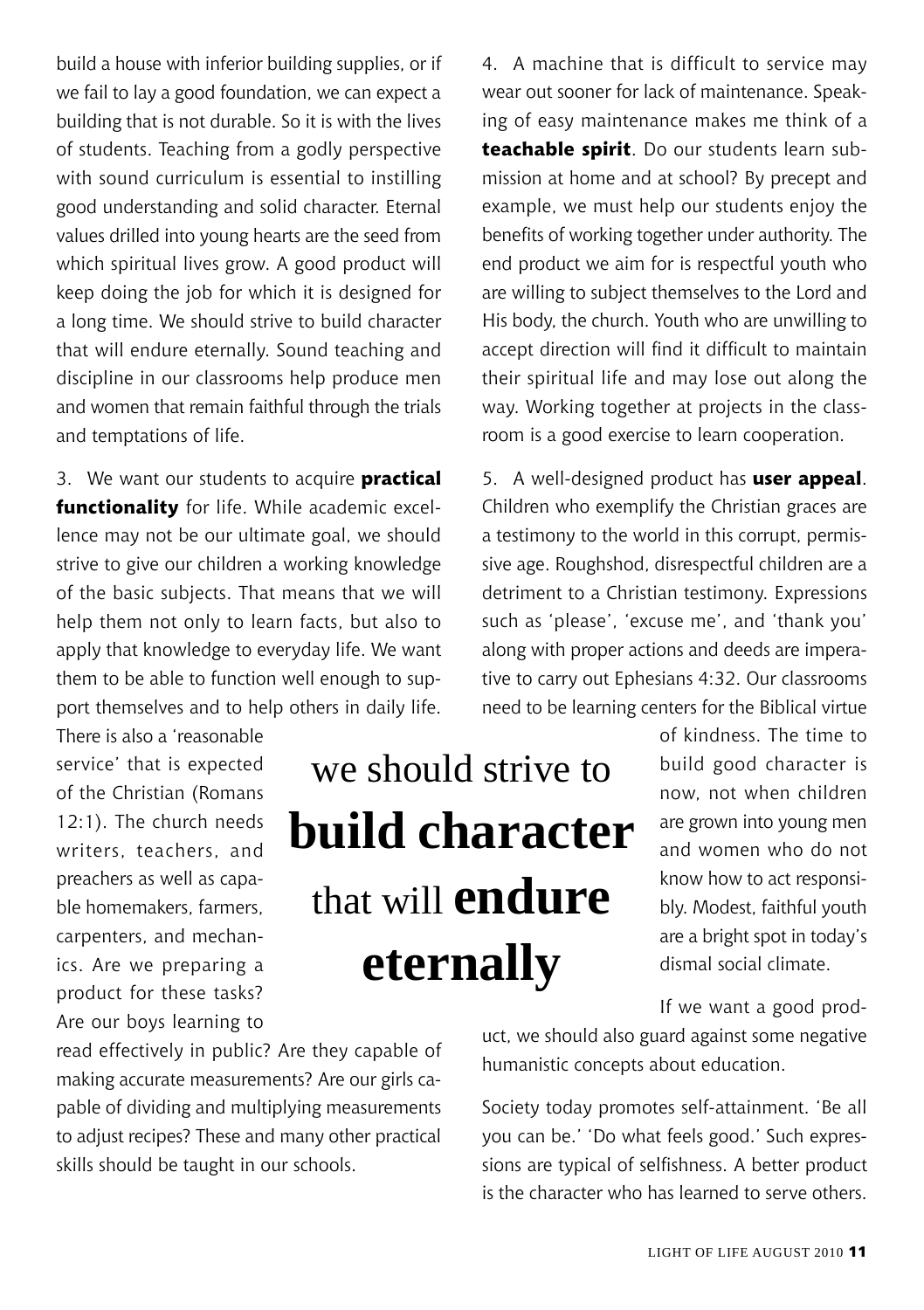build a house with inferior building supplies, or if we fail to lay a good foundation, we can expect a building that is not durable. So it is with the lives of students. Teaching from a godly perspective with sound curriculum is essential to instilling good understanding and solid character. Eternal values drilled into young hearts are the seed from which spiritual lives grow. A good product will keep doing the job for which it is designed for a long time. We should strive to build character that will endure eternally. Sound teaching and discipline in our classrooms help produce men and women that remain faithful through the trials and temptations of life.

3. We want our students to acquire **practical functionality** for life. While academic excellence may not be our ultimate goal, we should strive to give our children a working knowledge of the basic subjects. That means that we will help them not only to learn facts, but also to apply that knowledge to everyday life. We want them to be able to function well enough to support themselves and to help others in daily life. There is also a 'reasonable service' that is expected of the Christian (Romans 12:1). The church needs writers, teachers, and preachers as well as capable homemakers, farmers, carpenters, and mechanics. Are we preparing a product for these tasks? Are our boys learning to read effectively in public? Are they capable of making accurate measurements? Are our girls capable of dividing and multiplying measurements to adjust recipes? These and many other practical skills should be taught in our schools.

> we should strive to **build character** that will **endure eternally**

4. A machine that is difficult to service may wear out sooner for lack of maintenance. Speaking of easy maintenance makes me think of a **teachable spirit**. Do our students learn submission at home and at school? By precept and example, we must help our students enjoy the benefits of working together under authority. The end product we aim for is respectful youth who are willing to subject themselves to the Lord and His body, the church. Youth who are unwilling to accept direction will find it difficult to maintain their spiritual life and may lose out along the way. Working together at projects in the classroom is a good exercise to learn cooperation.

5. A well-designed product has **user appeal**. Children who exemplify the Christian graces are a testimony to the world in this corrupt, permissive age. Roughshod, disrespectful children are a detriment to a Christian testimony. Expressions such as 'please', 'excuse me', and 'thank you' along with proper actions and deeds are imperative to carry out Ephesians 4:32. Our classrooms need to be learning centers for the Biblical virtue of kindness. The time to build good character is now, not when children are grown into young men and women who do not know how to act responsibly. Modest, faithful youth are a bright spot in today's dismal social climate.

If we want a good product, we should also guard against some negative humanistic concepts about education.

Society today promotes self-attainment. 'Be all you can be.' 'Do what feels good.' Such expressions are typical of selfishness. A better product is the character who has learned to serve others.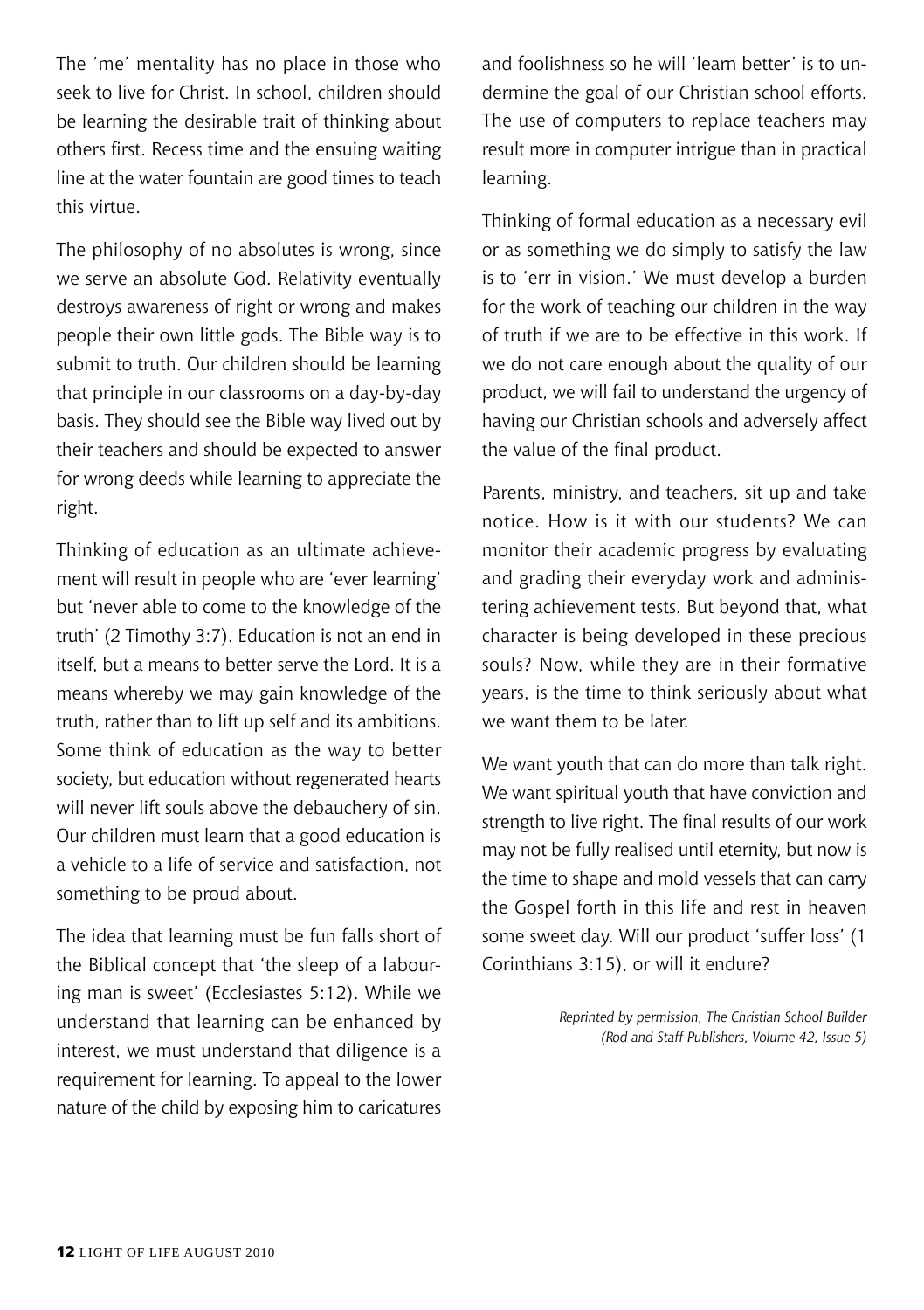The 'me' mentality has no place in those who seek to live for Christ. In school, children should be learning the desirable trait of thinking about others first. Recess time and the ensuing waiting line at the water fountain are good times to teach this virtue.

The philosophy of no absolutes is wrong, since we serve an absolute God. Relativity eventually destroys awareness of right or wrong and makes people their own little gods. The Bible way is to submit to truth. Our children should be learning that principle in our classrooms on a day-by-day basis. They should see the Bible way lived out by their teachers and should be expected to answer for wrong deeds while learning to appreciate the right.

Thinking of education as an ultimate achievement will result in people who are 'ever learning' but 'never able to come to the knowledge of the truth' (2 Timothy 3:7). Education is not an end in itself, but a means to better serve the Lord. It is a means whereby we may gain knowledge of the truth, rather than to lift up self and its ambitions. Some think of education as the way to better society, but education without regenerated hearts will never lift souls above the debauchery of sin. Our children must learn that a good education is a vehicle to a life of service and satisfaction, not something to be proud about.

The idea that learning must be fun falls short of the Biblical concept that 'the sleep of a labouring man is sweet' (Ecclesiastes 5:12). While we understand that learning can be enhanced by interest, we must understand that diligence is a requirement for learning. To appeal to the lower nature of the child by exposing him to caricatures and foolishness so he will 'learn better' is to undermine the goal of our Christian school efforts. The use of computers to replace teachers may result more in computer intrigue than in practical learning.

Thinking of formal education as a necessary evil or as something we do simply to satisfy the law is to 'err in vision.' We must develop a burden for the work of teaching our children in the way of truth if we are to be effective in this work. If we do not care enough about the quality of our product, we will fail to understand the urgency of having our Christian schools and adversely affect the value of the final product.

Parents, ministry, and teachers, sit up and take notice. How is it with our students? We can monitor their academic progress by evaluating and grading their everyday work and administering achievement tests. But beyond that, what character is being developed in these precious souls? Now, while they are in their formative years, is the time to think seriously about what we want them to be later.

We want youth that can do more than talk right. We want spiritual youth that have conviction and strength to live right. The final results of our work may not be fully realised until eternity, but now is the time to shape and mold vessels that can carry the Gospel forth in this life and rest in heaven some sweet day. Will our product 'suffer loss' (1 Corinthians 3:15), or will it endure?

*Reprinted by permission, The Christian School Builder (Rod and Staff Publishers, Volume 42, Issue 5)*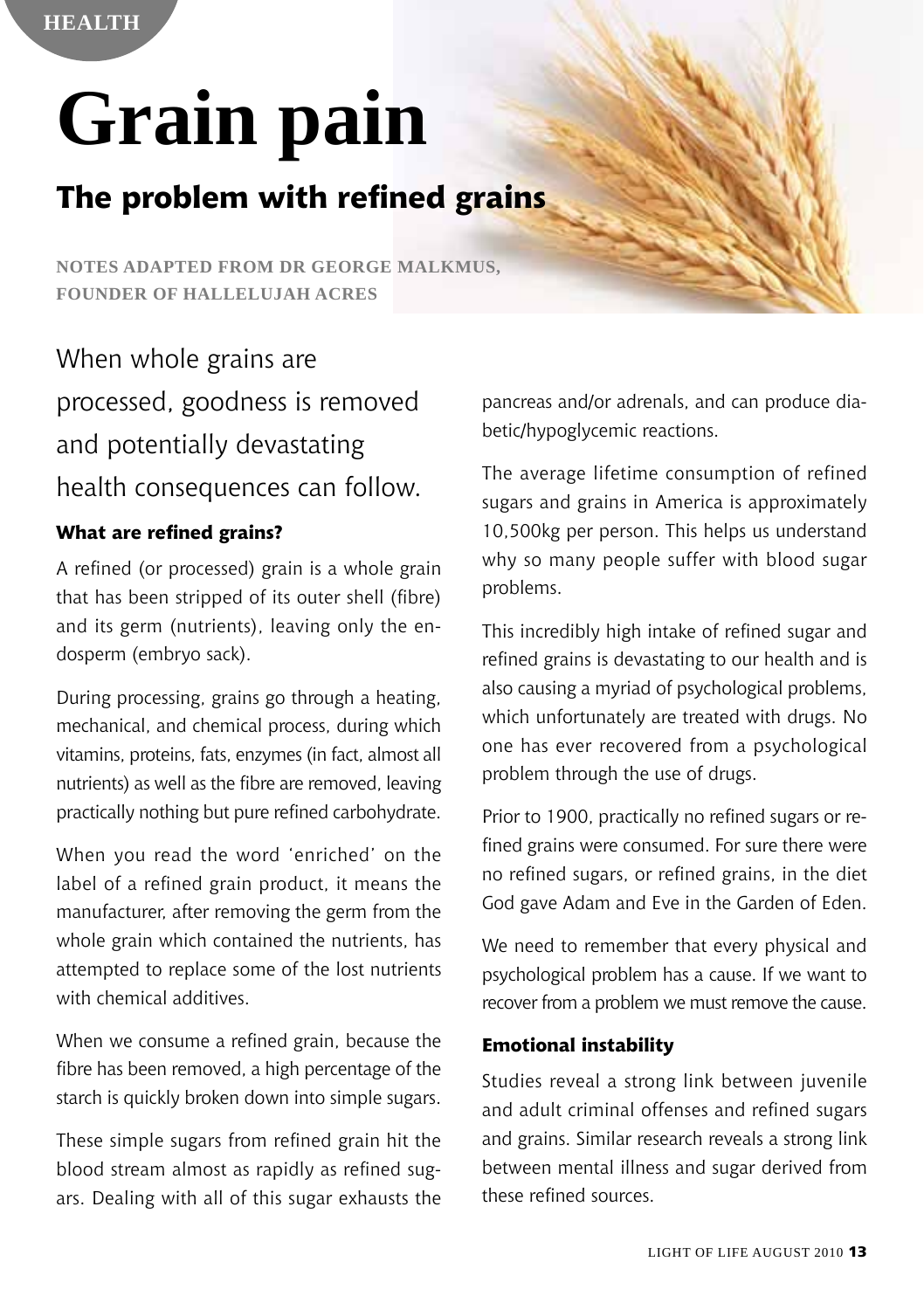# Grain pain

## The problem with refined grains

NOTES ADAPTED FROM DR GEORGE MALKMUS, FOUNDER OF HALLELUJAH ACRES

When whole grains are processed, goodness is removed and potentially devastating health consequences can follow.

### What are refined grains?

A refined (or processed) grain is a whole grain that has been stripped of its outer shell (fibre) and its germ (nutrients), leaving only the endosperm (embryo sack).

During processing, grains go through a heating, mechanical, and chemical process, during which vitamins, proteins, fats, enzymes (in fact, almost all nutrients) as well as the fibre are removed, leaving practically nothing but pure refined carbohydrate.

When you read the word 'enriched' on the label of a refined grain product, it means the manufacturer, after removing the germ from the whole grain which contained the nutrients, has attempted to replace some of the lost nutrients with chemical additives.

When we consume a refined grain, because the fibre has been removed, a high percentage of the starch is quickly broken down into simple sugars.

These simple sugars from refined grain hit the blood stream almost as rapidly as refined sugars. Dealing with all of this sugar exhausts the pancreas and/or adrenals, and can produce diabetic/hypoglycemic reactions.

The average lifetime consumption of refined sugars and grains in America is approximately 10,500kg per person. This helps us understand why so many people suffer with blood sugar problems.

This incredibly high intake of refined sugar and refined grains is devastating to our health and is also causing a myriad of psychological problems, which unfortunately are treated with drugs. No one has ever recovered from a psychological problem through the use of drugs.

Prior to 1900, practically no refined sugars or refined grains were consumed. For sure there were no refined sugars, or refined grains, in the diet God gave Adam and Eve in the Garden of Eden.

We need to remember that every physical and psychological problem has a cause. If we want to recover from a problem we must remove the cause.

### Emotional instability

Studies reveal a strong link between juvenile and adult criminal offenses and refined sugars and grains. Similar research reveals a strong link between mental illness and sugar derived from these refined sources.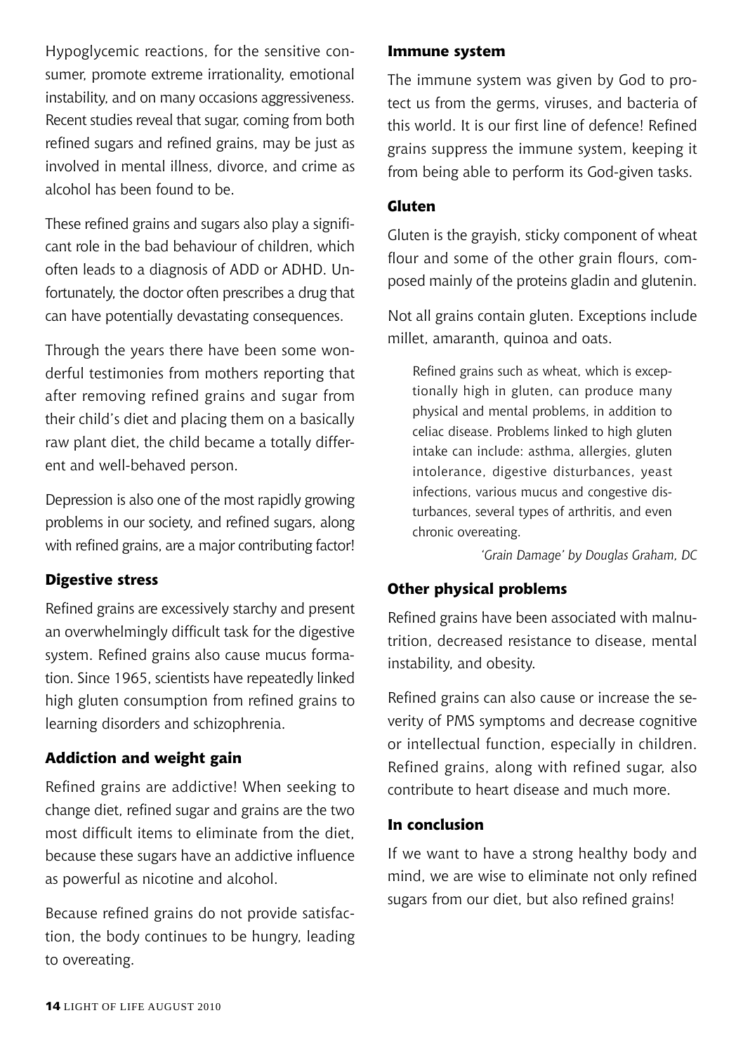Hypoglycemic reactions, for the sensitive consumer, promote extreme irrationality, emotional instability, and on many occasions aggressiveness. Recent studies reveal that sugar, coming from both refined sugars and refined grains, may be just as involved in mental illness, divorce, and crime as alcohol has been found to be.

These refined grains and sugars also play a significant role in the bad behaviour of children, which often leads to a diagnosis of ADD or ADHD. Unfortunately, the doctor often prescribes a drug that can have potentially devastating consequences.

Through the years there have been some wonderful testimonies from mothers reporting that after removing refined grains and sugar from their child's diet and placing them on a basically raw plant diet, the child became a totally different and well-behaved person.

Depression is also one of the most rapidly growing problems in our society, and refined sugars, along with refined grains, are a major contributing factor!

### Digestive stress

Refined grains are excessively starchy and present an overwhelmingly difficult task for the digestive system. Refined grains also cause mucus formation. Since 1965, scientists have repeatedly linked high gluten consumption from refined grains to learning disorders and schizophrenia.

### Addiction and weight gain

Refined grains are addictive! When seeking to change diet, refined sugar and grains are the two most difficult items to eliminate from the diet, because these sugars have an addictive influence as powerful as nicotine and alcohol.

Because refined grains do not provide satisfaction, the body continues to be hungry, leading to overeating.

### Immune system

The immune system was given by God to protect us from the germs, viruses, and bacteria of this world. It is our first line of defence! Refined grains suppress the immune system, keeping it from being able to perform its God-given tasks.

### Gluten

Gluten is the grayish, sticky component of wheat flour and some of the other grain flours, composed mainly of the proteins gladin and glutenin.

Not all grains contain gluten. Exceptions include millet, amaranth, quinoa and oats.

> Refined grains such as wheat, which is exceptionally high in gluten, can produce many physical and mental problems, in addition to celiac disease. Problems linked to high gluten intake can include: asthma, allergies, gluten intolerance, digestive disturbances, yeast infections, various mucus and congestive disturbances, several types of arthritis, and even chronic overeating.
>
> *'Grain Damage' by Douglas Graham, DC*

### Other physical problems

Refined grains have been associated with malnutrition, decreased resistance to disease, mental instability, and obesity.

Refined grains can also cause or increase the severity of PMS symptoms and decrease cognitive or intellectual function, especially in children. Refined grains, along with refined sugar, also contribute to heart disease and much more.

### In conclusion

If we want to have a strong healthy body and mind, we are wise to eliminate not only refined sugars from our diet, but also refined grains!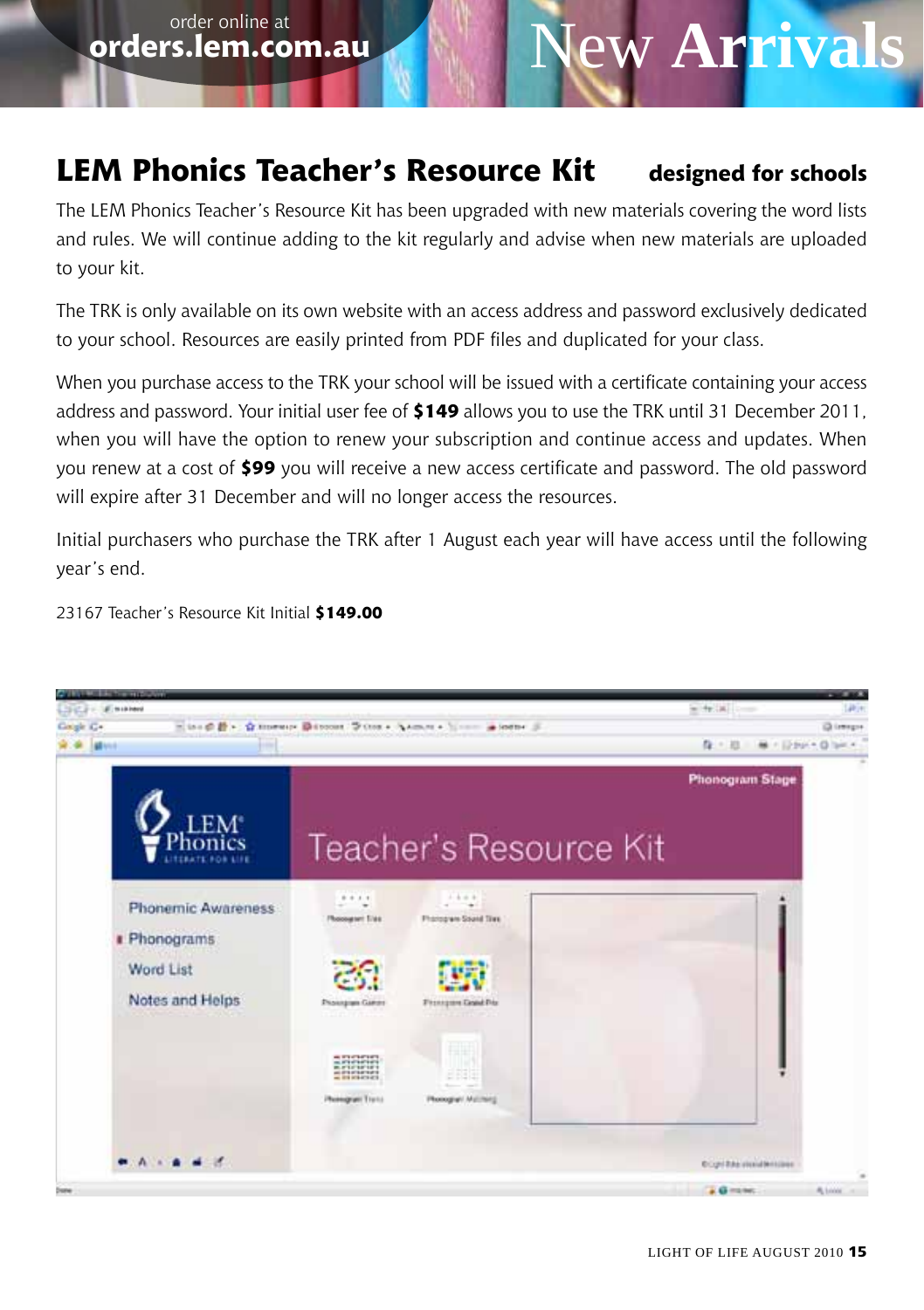order online at **orders.lem.com.au**

# New Arrivals

## LEM Phonics Teacher's Resource Kit

**designed for schools**

The LEM Phonics Teacher's Resource Kit has been upgraded with new materials covering the word lists and rules. We will continue adding to the kit regularly and advise when new materials are uploaded to your kit.

The TRK is only available on its own website with an access address and password exclusively dedicated to your school. Resources are easily printed from PDF files and duplicated for your class.

When you purchase access to the TRK your school will be issued with a certificate containing your access address and password. Your initial user fee of **$149** allows you to use the TRK until 31 December 2011, when you will have the option to renew your subscription and continue access and updates. When you renew at a cost of **$99** you will receive a new access certificate and password. The old password will expire after 31 December and will no longer access the resources.

Initial purchasers who purchase the TRK after 1 August each year will have access until the following year's end.

23167 Teacher's Resource Kit Initial **$149.00**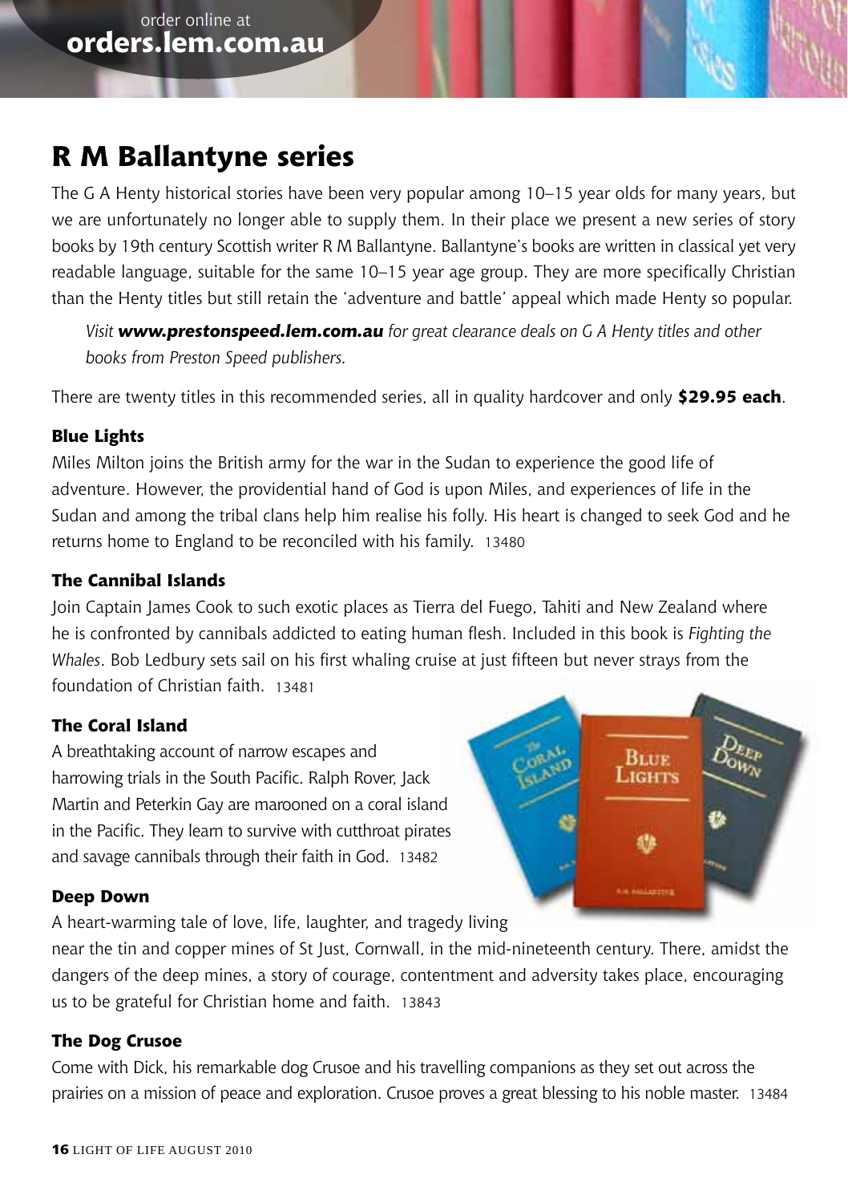order online at
**orders.lem.com.au**

# R M Ballantyne series

The G A Henty historical stories have been very popular among 10–15 year olds for many years, but we are unfortunately no longer able to supply them. In their place we present a new series of story books by 19th century Scottish writer R M Ballantyne. Ballantyne's books are written in classical yet very readable language, suitable for the same 10–15 year age group. They are more specifically Christian than the Henty titles but still retain the 'adventure and battle' appeal which made Henty so popular.

*Visit **www.prestonspeed.lem.com.au** for great clearance deals on G A Henty titles and other books from Preston Speed publishers.*

There are twenty titles in this recommended series, all in quality hardcover and only **$29.95 each**.

### Blue Lights

Miles Milton joins the British army for the war in the Sudan to experience the good life of adventure. However, the providential hand of God is upon Miles, and experiences of life in the Sudan and among the tribal clans help him realise his folly. His heart is changed to seek God and he returns home to England to be reconciled with his family. 13480

### The Cannibal Islands

Join Captain James Cook to such exotic places as Tierra del Fuego, Tahiti and New Zealand where he is confronted by cannibals addicted to eating human flesh. Included in this book is *Fighting the Whales*. Bob Ledbury sets sail on his first whaling cruise at just fifteen but never strays from the foundation of Christian faith. 13481

### The Coral Island

A breathtaking account of narrow escapes and harrowing trials in the South Pacific. Ralph Rover, Jack Martin and Peterkin Gay are marooned on a coral island in the Pacific. They learn to survive with cutthroat pirates and savage cannibals through their faith in God. 13482

### Deep Down

A heart-warming tale of love, life, laughter, and tragedy living near the tin and copper mines of St Just, Cornwall, in the mid-nineteenth century. There, amidst the dangers of the deep mines, a story of courage, contentment and adversity takes place, encouraging us to be grateful for Christian home and faith. 13843

### The Dog Crusoe

Come with Dick, his remarkable dog Crusoe and his travelling companions as they set out across the prairies on a mission of peace and exploration. Crusoe proves a great blessing to his noble master. 13484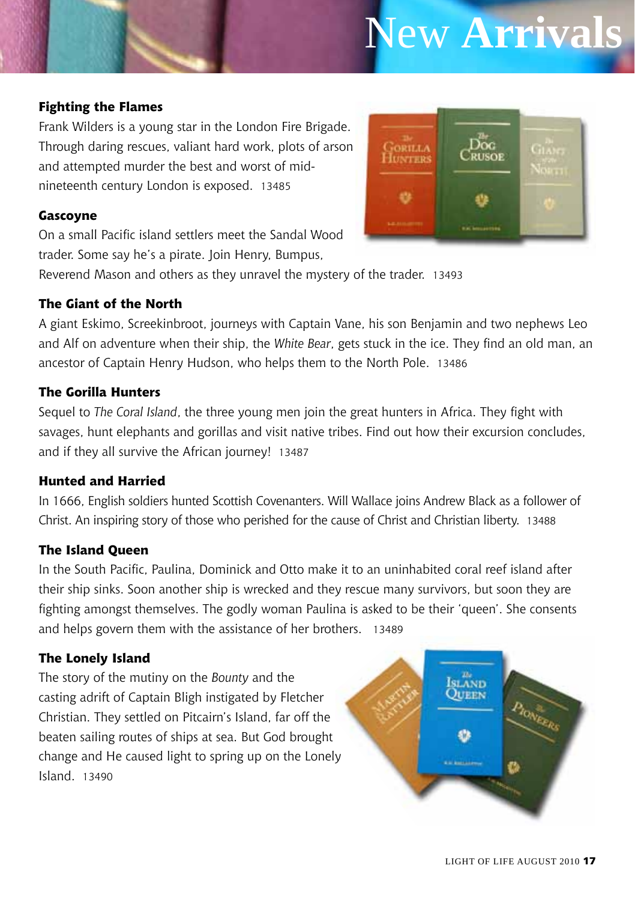# New Arrivals

### Fighting the Flames

Frank Wilders is a young star in the London Fire Brigade. Through daring rescues, valiant hard work, plots of arson and attempted murder the best and worst of mid-nineteenth century London is exposed. 13485

### Gascoyne

On a small Pacific island settlers meet the Sandal Wood trader. Some say he's a pirate. Join Henry, Bumpus, Reverend Mason and others as they unravel the mystery of the trader. 13493

### The Giant of the North

A giant Eskimo, Screekinbroot, journeys with Captain Vane, his son Benjamin and two nephews Leo and Alf on adventure when their ship, the *White Bear*, gets stuck in the ice. They find an old man, an ancestor of Captain Henry Hudson, who helps them to the North Pole. 13486

### The Gorilla Hunters

Sequel to *The Coral Island*, the three young men join the great hunters in Africa. They fight with savages, hunt elephants and gorillas and visit native tribes. Find out how their excursion concludes, and if they all survive the African journey! 13487

### Hunted and Harried

In 1666, English soldiers hunted Scottish Covenanters. Will Wallace joins Andrew Black as a follower of Christ. An inspiring story of those who perished for the cause of Christ and Christian liberty. 13488

### The Island Queen

In the South Pacific, Paulina, Dominick and Otto make it to an uninhabited coral reef island after their ship sinks. Soon another ship is wrecked and they rescue many survivors, but soon they are fighting amongst themselves. The godly woman Paulina is asked to be their 'queen'. She consents and helps govern them with the assistance of her brothers. 13489

### The Lonely Island

The story of the mutiny on the *Bounty* and the casting adrift of Captain Bligh instigated by Fletcher Christian. They settled on Pitcairn's Island, far off the beaten sailing routes of ships at sea. But God brought change and He caused light to spring up on the Lonely Island. 13490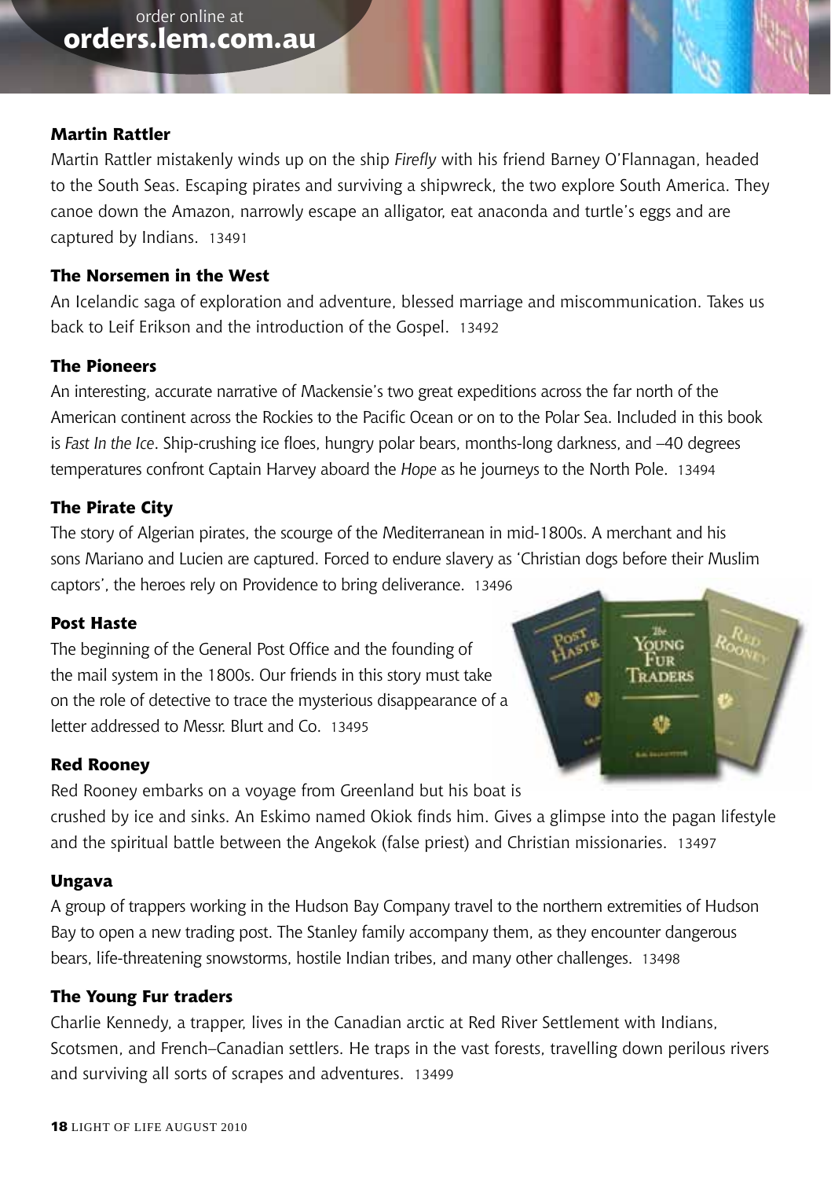order online at
**orders.lem.com.au**

### Martin Rattler

Martin Rattler mistakenly winds up on the ship *Firefly* with his friend Barney O'Flannagan, headed to the South Seas. Escaping pirates and surviving a shipwreck, the two explore South America. They canoe down the Amazon, narrowly escape an alligator, eat anaconda and turtle's eggs and are captured by Indians. 13491

### The Norsemen in the West

An Icelandic saga of exploration and adventure, blessed marriage and miscommunication. Takes us back to Leif Erikson and the introduction of the Gospel. 13492

### The Pioneers

An interesting, accurate narrative of Mackensie's two great expeditions across the far north of the American continent across the Rockies to the Pacific Ocean or on to the Polar Sea. Included in this book is *Fast In the Ice*. Ship-crushing ice floes, hungry polar bears, months-long darkness, and –40 degrees temperatures confront Captain Harvey aboard the *Hope* as he journeys to the North Pole. 13494

### The Pirate City

The story of Algerian pirates, the scourge of the Mediterranean in mid-1800s. A merchant and his sons Mariano and Lucien are captured. Forced to endure slavery as 'Christian dogs before their Muslim captors', the heroes rely on Providence to bring deliverance. 13496

### Post Haste

The beginning of the General Post Office and the founding of the mail system in the 1800s. Our friends in this story must take on the role of detective to trace the mysterious disappearance of a letter addressed to Messr. Blurt and Co. 13495

### Red Rooney

Red Rooney embarks on a voyage from Greenland but his boat is crushed by ice and sinks. An Eskimo named Okiok finds him. Gives a glimpse into the pagan lifestyle and the spiritual battle between the Angekok (false priest) and Christian missionaries. 13497

### Ungava

A group of trappers working in the Hudson Bay Company travel to the northern extremities of Hudson Bay to open a new trading post. The Stanley family accompany them, as they encounter dangerous bears, life-threatening snowstorms, hostile Indian tribes, and many other challenges. 13498

### The Young Fur traders

Charlie Kennedy, a trapper, lives in the Canadian arctic at Red River Settlement with Indians, Scotsmen, and French–Canadian settlers. He traps in the vast forests, travelling down perilous rivers and surviving all sorts of scrapes and adventures. 13499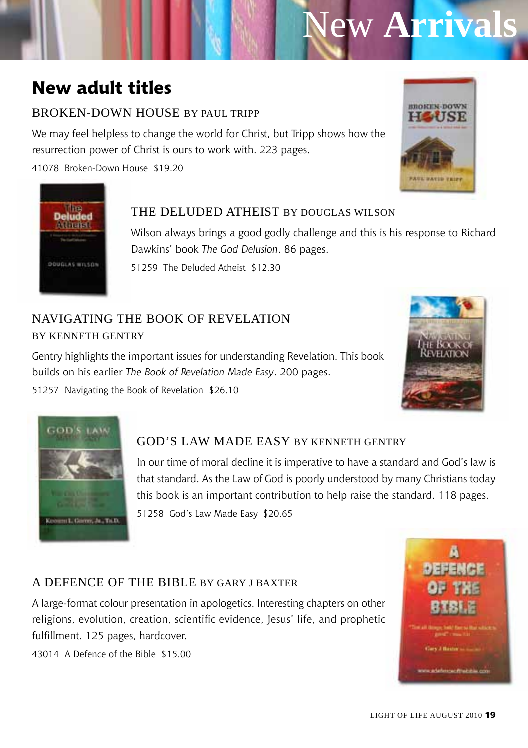# New Arrivals

## New adult titles

### BROKEN-DOWN HOUSE BY PAUL TRIPP

We may feel helpless to change the world for Christ, but Tripp shows how the resurrection power of Christ is ours to work with. 223 pages.

41078 Broken-Down House $19.20

### THE DELUDED ATHEIST BY DOUGLAS WILSON

Wilson always brings a good godly challenge and this is his response to Richard Dawkins' book *The God Delusion*. 86 pages.

51259 The Deluded Atheist $12.30

### NAVIGATING THE BOOK OF REVELATION BY KENNETH GENTRY

Gentry highlights the important issues for understanding Revelation. This book builds on his earlier *The Book of Revelation Made Easy*. 200 pages.

51257 Navigating the Book of Revelation $26.10

### GOD'S LAW MADE EASY BY KENNETH GENTRY

In our time of moral decline it is imperative to have a standard and God's law is that standard. As the Law of God is poorly understood by many Christians today this book is an important contribution to help raise the standard. 118 pages.

51258 God's Law Made Easy $20.65

### A DEFENCE OF THE BIBLE BY GARY J BAXTER

A large-format colour presentation in apologetics. Interesting chapters on other religions, evolution, creation, scientific evidence, Jesus' life, and prophetic fulfillment. 125 pages, hardcover.

43014 A Defence of the Bible $15.00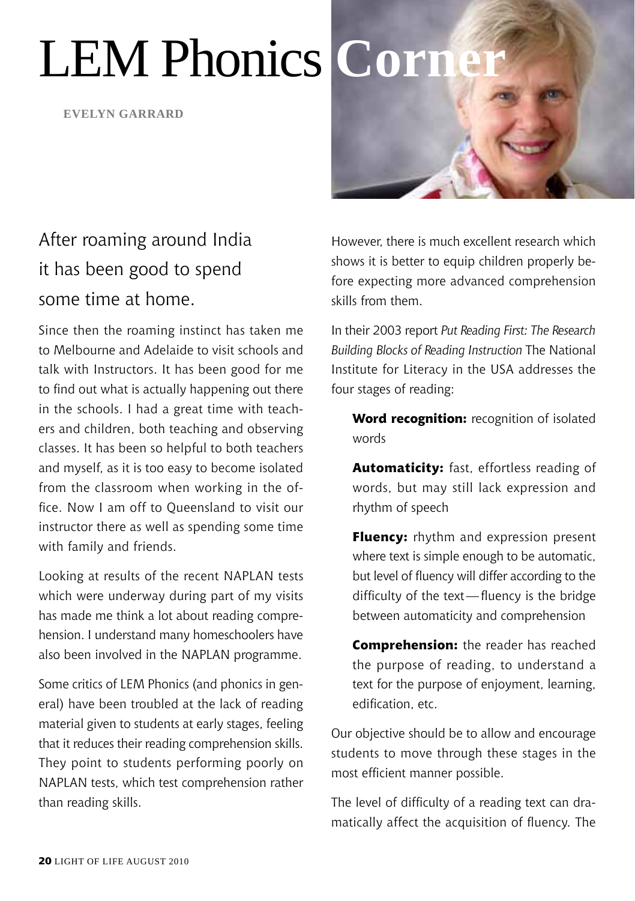# LEM Phonics Corner

**EVELYN GARRARD**

## After roaming around India it has been good to spend some time at home.

Since then the roaming instinct has taken me to Melbourne and Adelaide to visit schools and talk with Instructors. It has been good for me to find out what is actually happening out there in the schools. I had a great time with teachers and children, both teaching and observing classes. It has been so helpful to both teachers and myself, as it is too easy to become isolated from the classroom when working in the office. Now I am off to Queensland to visit our instructor there as well as spending some time with family and friends.

Looking at results of the recent NAPLAN tests which were underway during part of my visits has made me think a lot about reading comprehension. I understand many homeschoolers have also been involved in the NAPLAN programme.

Some critics of LEM Phonics (and phonics in general) have been troubled at the lack of reading material given to students at early stages, feeling that it reduces their reading comprehension skills. They point to students performing poorly on NAPLAN tests, which test comprehension rather than reading skills.

However, there is much excellent research which shows it is better to equip children properly before expecting more advanced comprehension skills from them.

In their 2003 report *Put Reading First: The Research Building Blocks of Reading Instruction* The National Institute for Literacy in the USA addresses the four stages of reading:

**Word recognition:** recognition of isolated words

**Automaticity:** fast, effortless reading of words, but may still lack expression and rhythm of speech

**Fluency:** rhythm and expression present where text is simple enough to be automatic, but level of fluency will differ according to the difficulty of the text—fluency is the bridge between automaticity and comprehension

**Comprehension:** the reader has reached the purpose of reading, to understand a text for the purpose of enjoyment, learning, edification, etc.

Our objective should be to allow and encourage students to move through these stages in the most efficient manner possible.

The level of difficulty of a reading text can dramatically affect the acquisition of fluency. The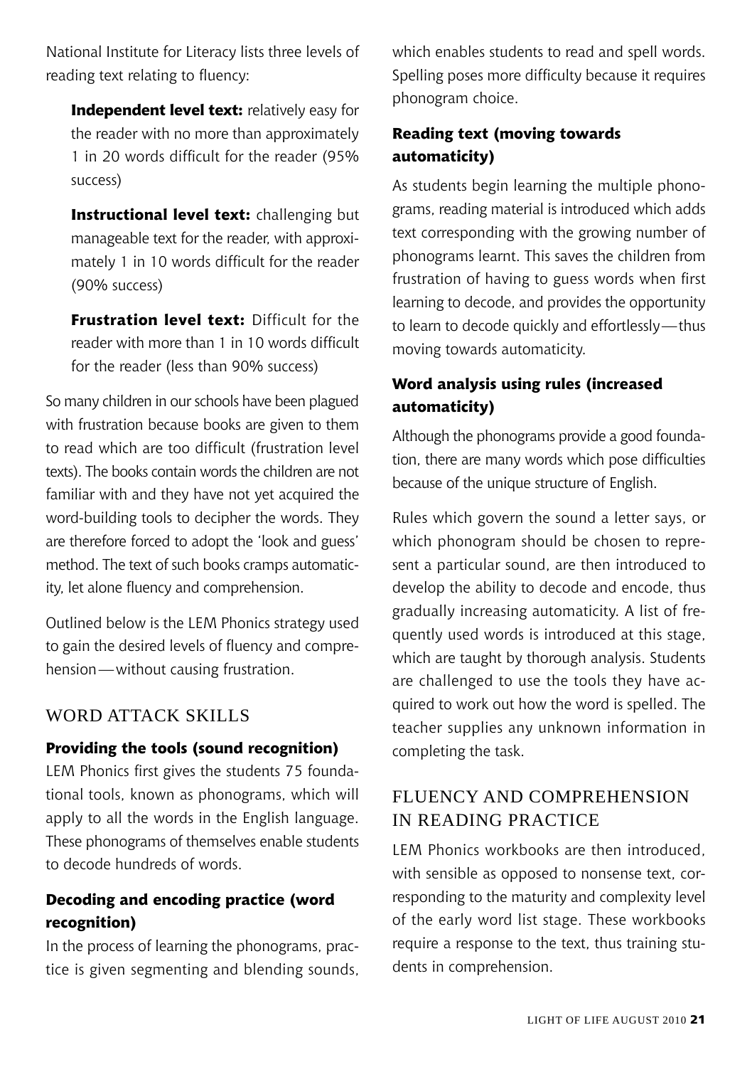National Institute for Literacy lists three levels of reading text relating to fluency:

**Independent level text:** relatively easy for the reader with no more than approximately 1 in 20 words difficult for the reader (95% success)

**Instructional level text:** challenging but manageable text for the reader, with approximately 1 in 10 words difficult for the reader (90% success)

**Frustration level text:** Difficult for the reader with more than 1 in 10 words difficult for the reader (less than 90% success)

So many children in our schools have been plagued with frustration because books are given to them to read which are too difficult (frustration level texts). The books contain words the children are not familiar with and they have not yet acquired the word-building tools to decipher the words. They are therefore forced to adopt the 'look and guess' method. The text of such books cramps automaticity, let alone fluency and comprehension.

Outlined below is the LEM Phonics strategy used to gain the desired levels of fluency and comprehension—without causing frustration.

## WORD ATTACK SKILLS

### Providing the tools (sound recognition)

LEM Phonics first gives the students 75 foundational tools, known as phonograms, which will apply to all the words in the English language. These phonograms of themselves enable students to decode hundreds of words.

### Decoding and encoding practice (word recognition)

In the process of learning the phonograms, practice is given segmenting and blending sounds, which enables students to read and spell words. Spelling poses more difficulty because it requires phonogram choice.

### Reading text (moving towards automaticity)

As students begin learning the multiple phonograms, reading material is introduced which adds text corresponding with the growing number of phonograms learnt. This saves the children from frustration of having to guess words when first learning to decode, and provides the opportunity to learn to decode quickly and effortlessly—thus moving towards automaticity.

### Word analysis using rules (increased automaticity)

Although the phonograms provide a good foundation, there are many words which pose difficulties because of the unique structure of English.

Rules which govern the sound a letter says, or which phonogram should be chosen to represent a particular sound, are then introduced to develop the ability to decode and encode, thus gradually increasing automaticity. A list of frequently used words is introduced at this stage, which are taught by thorough analysis. Students are challenged to use the tools they have acquired to work out how the word is spelled. The teacher supplies any unknown information in completing the task.

## FLUENCY AND COMPREHENSION IN READING PRACTICE

LEM Phonics workbooks are then introduced, with sensible as opposed to nonsense text, corresponding to the maturity and complexity level of the early word list stage. These workbooks require a response to the text, thus training students in comprehension.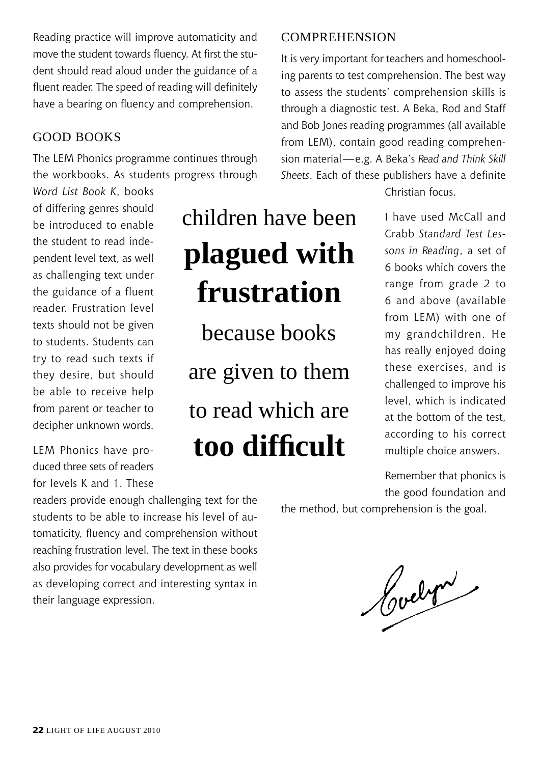Reading practice will improve automaticity and move the student towards fluency. At first the student should read aloud under the guidance of a fluent reader. The speed of reading will definitely have a bearing on fluency and comprehension.

## GOOD BOOKS

The LEM Phonics programme continues through the workbooks. As students progress through *Word List Book K*, books of differing genres should be introduced to enable the student to read independent level text, as well as challenging text under the guidance of a fluent reader. Frustration level texts should not be given to students. Students can try to read such texts if they desire, but should be able to receive help from parent or teacher to decipher unknown words.

LEM Phonics have produced three sets of readers for levels K and 1. These readers provide enough challenging text for the students to be able to increase his level of automaticity, fluency and comprehension without reaching frustration level. The text in these books also provides for vocabulary development as well as developing correct and interesting syntax in their language expression.

> children have been **plagued with frustration** because books are given to them to read which are **too difficult**

## COMPREHENSION

It is very important for teachers and homeschooling parents to test comprehension. The best way to assess the students' comprehension skills is through a diagnostic test. A Beka, Rod and Staff and Bob Jones reading programmes (all available from LEM), contain good reading comprehension material—e.g. A Beka's *Read and Think Skill Sheets*. Each of these publishers have a definite Christian focus.

I have used McCall and Crabb *Standard Test Lessons in Reading*, a set of 6 books which covers the range from grade 2 to 6 and above (available from LEM) with one of my grandchildren. He has really enjoyed doing these exercises, and is challenged to improve his level, which is indicated at the bottom of the test, according to his correct multiple choice answers.

Remember that phonics is the good foundation and the method, but comprehension is the goal.

Evelyn